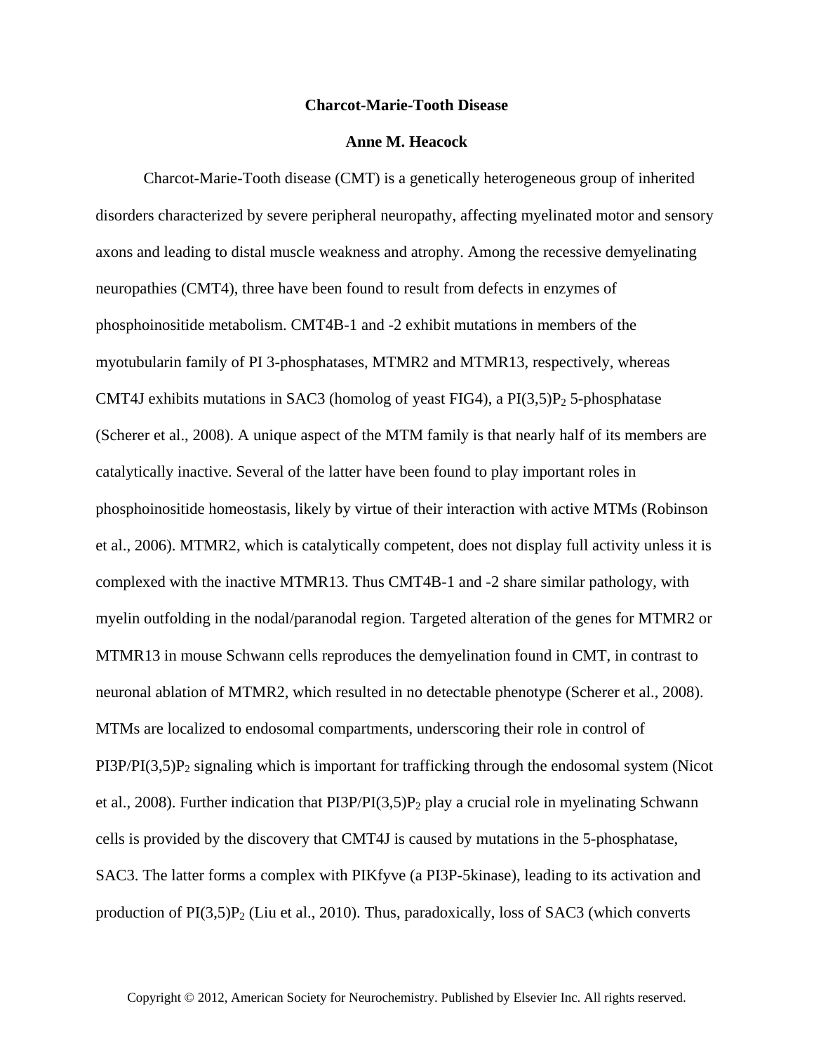# Charcot-Marie-Tooth Disease

**Anne M. Heacock**

Charcot-Marie-Tooth disease (CMT) is a genetically heterogeneous group of inherited disorders characterized by severe peripheral neuropathy, affecting myelinated motor and sensory axons and leading to distal muscle weakness and atrophy. Among the recessive demyelinating neuropathies (CMT4), three have been found to result from defects in enzymes of phosphoinositide metabolism. CMT4B-1 and -2 exhibit mutations in members of the myotubularin family of PI 3-phosphatases, MTMR2 and MTMR13, respectively, whereas CMT4J exhibits mutations in SAC3 (homolog of yeast FIG4), a PI(3,5)$P_2$ 5-phosphatase (Scherer et al., 2008). A unique aspect of the MTM family is that nearly half of its members are catalytically inactive. Several of the latter have been found to play important roles in phosphoinositide homeostasis, likely by virtue of their interaction with active MTMs (Robinson et al., 2006). MTMR2, which is catalytically competent, does not display full activity unless it is complexed with the inactive MTMR13. Thus CMT4B-1 and -2 share similar pathology, with myelin outfolding in the nodal/paranodal region. Targeted alteration of the genes for MTMR2 or MTMR13 in mouse Schwann cells reproduces the demyelination found in CMT, in contrast to neuronal ablation of MTMR2, which resulted in no detectable phenotype (Scherer et al., 2008). MTMs are localized to endosomal compartments, underscoring their role in control of PI3P/PI(3,5)$P_2$ signaling which is important for trafficking through the endosomal system (Nicot et al., 2008). Further indication that PI3P/PI(3,5)$P_2$ play a crucial role in myelinating Schwann cells is provided by the discovery that CMT4J is caused by mutations in the 5-phosphatase, SAC3. The latter forms a complex with PIKfyve (a PI3P-5kinase), leading to its activation and production of PI(3,5)$P_2$ (Liu et al., 2010). Thus, paradoxically, loss of SAC3 (which converts

Copyright © 2012, American Society for Neurochemistry. Published by Elsevier Inc. All rights reserved.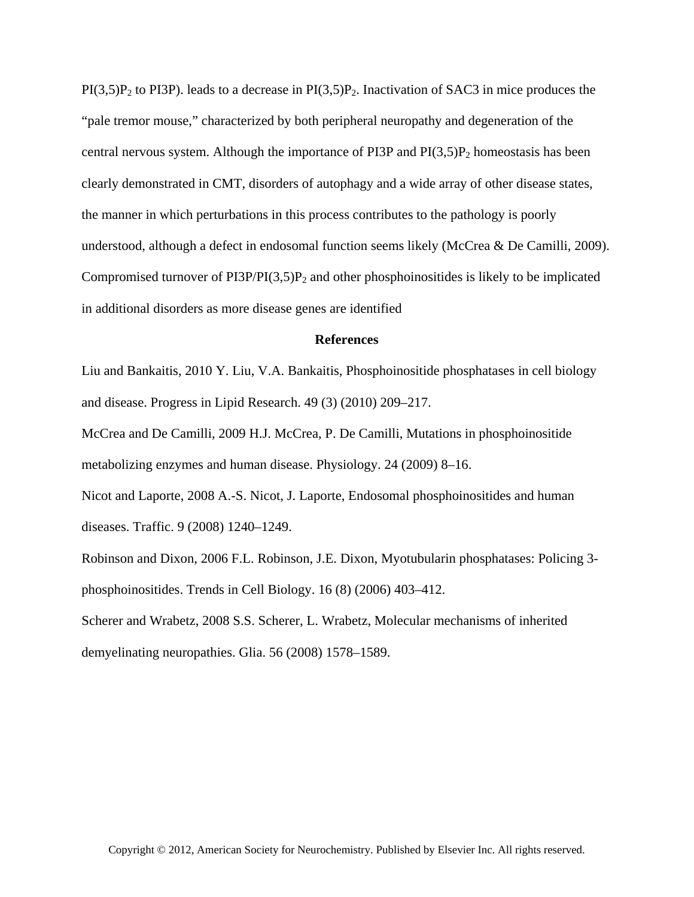$PI(3,5)P_2$ to PI3P). leads to a decrease in $PI(3,5)P_2$. Inactivation of SAC3 in mice produces the "pale tremor mouse," characterized by both peripheral neuropathy and degeneration of the central nervous system. Although the importance of PI3P and $PI(3,5)P_2$ homeostasis has been clearly demonstrated in CMT, disorders of autophagy and a wide array of other disease states, the manner in which perturbations in this process contributes to the pathology is poorly understood, although a defect in endosomal function seems likely (McCrea & De Camilli, 2009). Compromised turnover of PI3P/$PI(3,5)P_2$ and other phosphoinositides is likely to be implicated in additional disorders as more disease genes are identified

## References

Liu and Bankaitis, 2010 Y. Liu, V.A. Bankaitis, Phosphoinositide phosphatases in cell biology and disease. Progress in Lipid Research. 49 (3) (2010) 209–217.

McCrea and De Camilli, 2009 H.J. McCrea, P. De Camilli, Mutations in phosphoinositide metabolizing enzymes and human disease. Physiology. 24 (2009) 8–16.

Nicot and Laporte, 2008 A.-S. Nicot, J. Laporte, Endosomal phosphoinositides and human diseases. Traffic. 9 (2008) 1240–1249.

Robinson and Dixon, 2006 F.L. Robinson, J.E. Dixon, Myotubularin phosphatases: Policing 3-phosphoinositides. Trends in Cell Biology. 16 (8) (2006) 403–412.

Scherer and Wrabetz, 2008 S.S. Scherer, L. Wrabetz, Molecular mechanisms of inherited demyelinating neuropathies. Glia. 56 (2008) 1578–1589.

Copyright © 2012, American Society for Neurochemistry. Published by Elsevier Inc. All rights reserved.